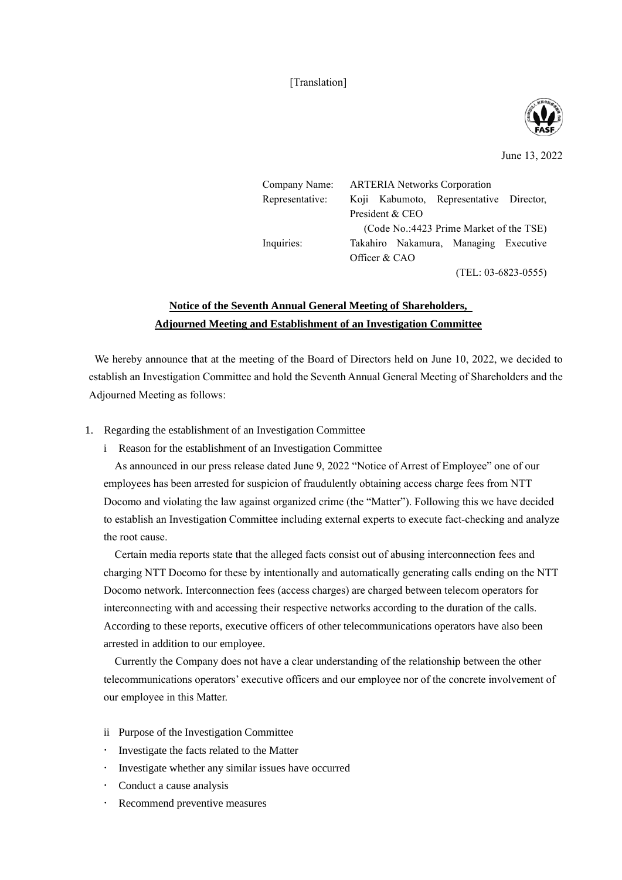[Translation]

June 13, 2022

| | |
|---|---|
| Company Name: | ARTERIA Networks Corporation |
| Representative: | Koji Kabumoto, Representative Director, President & CEO |
| | (Code No.:4423 Prime Market of the TSE) |
| Inquiries: | Takahiro Nakamura, Managing Executive Officer & CAO |
| | (TEL: 03-6823-0555) |

# Notice of the Seventh Annual General Meeting of Shareholders, Adjourned Meeting and Establishment of an Investigation Committee

We hereby announce that at the meeting of the Board of Directors held on June 10, 2022, we decided to establish an Investigation Committee and hold the Seventh Annual General Meeting of Shareholders and the Adjourned Meeting as follows:

1. Regarding the establishment of an Investigation Committee

i Reason for the establishment of an Investigation Committee

As announced in our press release dated June 9, 2022 "Notice of Arrest of Employee" one of our employees has been arrested for suspicion of fraudulently obtaining access charge fees from NTT Docomo and violating the law against organized crime (the "Matter"). Following this we have decided to establish an Investigation Committee including external experts to execute fact-checking and analyze the root cause.

Certain media reports state that the alleged facts consist out of abusing interconnection fees and charging NTT Docomo for these by intentionally and automatically generating calls ending on the NTT Docomo network. Interconnection fees (access charges) are charged between telecom operators for interconnecting with and accessing their respective networks according to the duration of the calls. According to these reports, executive officers of other telecommunications operators have also been arrested in addition to our employee.

Currently the Company does not have a clear understanding of the relationship between the other telecommunications operators' executive officers and our employee nor of the concrete involvement of our employee in this Matter.

ii Purpose of the Investigation Committee

- Investigate the facts related to the Matter
- Investigate whether any similar issues have occurred
- Conduct a cause analysis
- Recommend preventive measures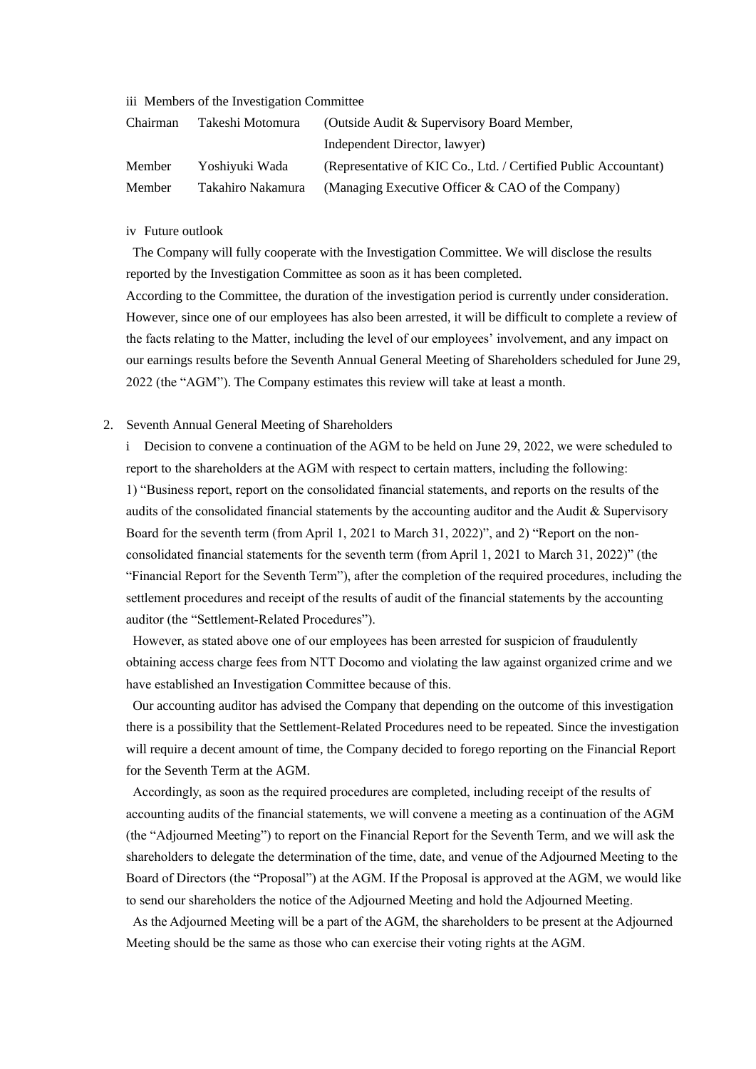iii Members of the Investigation Committee

| | | |
|---|---|---|
| Chairman | Takeshi Motomura | (Outside Audit & Supervisory Board Member, Independent Director, lawyer) |
| Member | Yoshiyuki Wada | (Representative of KIC Co., Ltd. / Certified Public Accountant) |
| Member | Takahiro Nakamura | (Managing Executive Officer & CAO of the Company) |

iv Future outlook

The Company will fully cooperate with the Investigation Committee. We will disclose the results reported by the Investigation Committee as soon as it has been completed.

According to the Committee, the duration of the investigation period is currently under consideration. However, since one of our employees has also been arrested, it will be difficult to complete a review of the facts relating to the Matter, including the level of our employees' involvement, and any impact on our earnings results before the Seventh Annual General Meeting of Shareholders scheduled for June 29, 2022 (the "AGM"). The Company estimates this review will take at least a month.

2. Seventh Annual General Meeting of Shareholders

i Decision to convene a continuation of the AGM to be held on June 29, 2022, we were scheduled to report to the shareholders at the AGM with respect to certain matters, including the following: 1) "Business report, report on the consolidated financial statements, and reports on the results of the audits of the consolidated financial statements by the accounting auditor and the Audit & Supervisory Board for the seventh term (from April 1, 2021 to March 31, 2022)", and 2) "Report on the non-consolidated financial statements for the seventh term (from April 1, 2021 to March 31, 2022)" (the "Financial Report for the Seventh Term"), after the completion of the required procedures, including the settlement procedures and receipt of the results of audit of the financial statements by the accounting auditor (the "Settlement-Related Procedures").

However, as stated above one of our employees has been arrested for suspicion of fraudulently obtaining access charge fees from NTT Docomo and violating the law against organized crime and we have established an Investigation Committee because of this.

Our accounting auditor has advised the Company that depending on the outcome of this investigation there is a possibility that the Settlement-Related Procedures need to be repeated. Since the investigation will require a decent amount of time, the Company decided to forego reporting on the Financial Report for the Seventh Term at the AGM.

Accordingly, as soon as the required procedures are completed, including receipt of the results of accounting audits of the financial statements, we will convene a meeting as a continuation of the AGM (the "Adjourned Meeting") to report on the Financial Report for the Seventh Term, and we will ask the shareholders to delegate the determination of the time, date, and venue of the Adjourned Meeting to the Board of Directors (the "Proposal") at the AGM. If the Proposal is approved at the AGM, we would like to send our shareholders the notice of the Adjourned Meeting and hold the Adjourned Meeting.

As the Adjourned Meeting will be a part of the AGM, the shareholders to be present at the Adjourned Meeting should be the same as those who can exercise their voting rights at the AGM.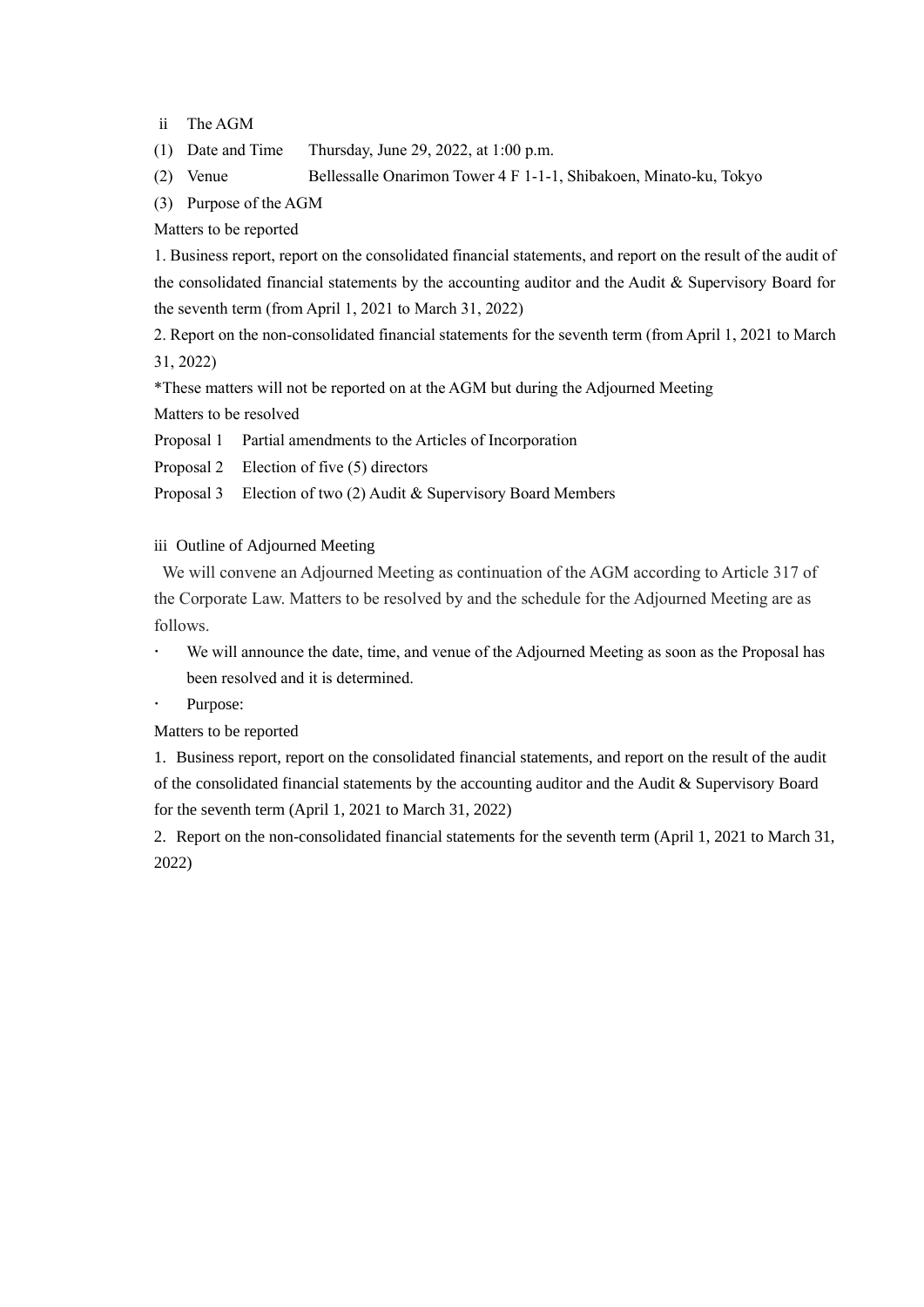ii The AGM

(1) Date and Time Thursday, June 29, 2022, at 1:00 p.m.

(2) Venue Bellessalle Onarimon Tower 4 F 1-1-1, Shibakoen, Minato-ku, Tokyo

(3) Purpose of the AGM

Matters to be reported

1. Business report, report on the consolidated financial statements, and report on the result of the audit of the consolidated financial statements by the accounting auditor and the Audit & Supervisory Board for the seventh term (from April 1, 2021 to March 31, 2022)

2. Report on the non-consolidated financial statements for the seventh term (from April 1, 2021 to March 31, 2022)

*These matters will not be reported on at the AGM but during the Adjourned Meeting

Matters to be resolved

Proposal 1 Partial amendments to the Articles of Incorporation

Proposal 2 Election of five (5) directors

Proposal 3 Election of two (2) Audit & Supervisory Board Members

iii Outline of Adjourned Meeting

We will convene an Adjourned Meeting as continuation of the AGM according to Article 317 of the Corporate Law. Matters to be resolved by and the schedule for the Adjourned Meeting are as follows.

- We will announce the date, time, and venue of the Adjourned Meeting as soon as the Proposal has been resolved and it is determined.
- Purpose:

Matters to be reported

1. Business report, report on the consolidated financial statements, and report on the result of the audit of the consolidated financial statements by the accounting auditor and the Audit & Supervisory Board for the seventh term (April 1, 2021 to March 31, 2022)

2. Report on the non-consolidated financial statements for the seventh term (April 1, 2021 to March 31, 2022)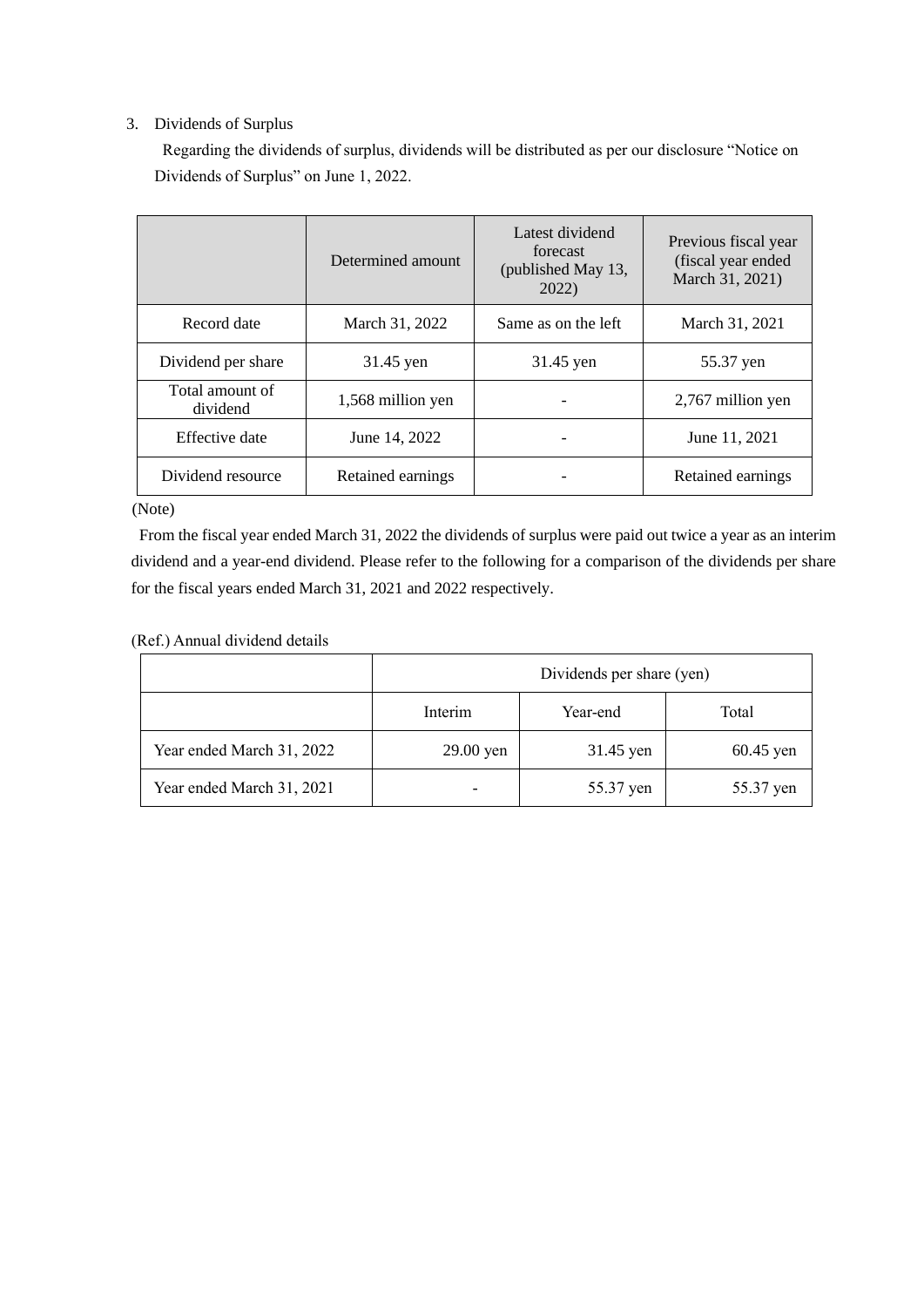3. Dividends of Surplus

Regarding the dividends of surplus, dividends will be distributed as per our disclosure "Notice on Dividends of Surplus" on June 1, 2022.

| | Determined amount | Latest dividend forecast (published May 13, 2022) | Previous fiscal year (fiscal year ended March 31, 2021) |
|---|---|---|---|
| Record date | March 31, 2022 | Same as on the left | March 31, 2021 |
| Dividend per share | 31.45 yen | 31.45 yen | 55.37 yen |
| Total amount of dividend | 1,568 million yen | - | 2,767 million yen |
| Effective date | June 14, 2022 | - | June 11, 2021 |
| Dividend resource | Retained earnings | - | Retained earnings |

(Note)

From the fiscal year ended March 31, 2022 the dividends of surplus were paid out twice a year as an interim dividend and a year-end dividend. Please refer to the following for a comparison of the dividends per share for the fiscal years ended March 31, 2021 and 2022 respectively.

(Ref.) Annual dividend details

| | Dividends per share (yen) | | |
|---|---|---|---|
| | Interim | Year-end | Total |
| Year ended March 31, 2022 | 29.00 yen | 31.45 yen | 60.45 yen |
| Year ended March 31, 2021 | - | 55.37 yen | 55.37 yen |